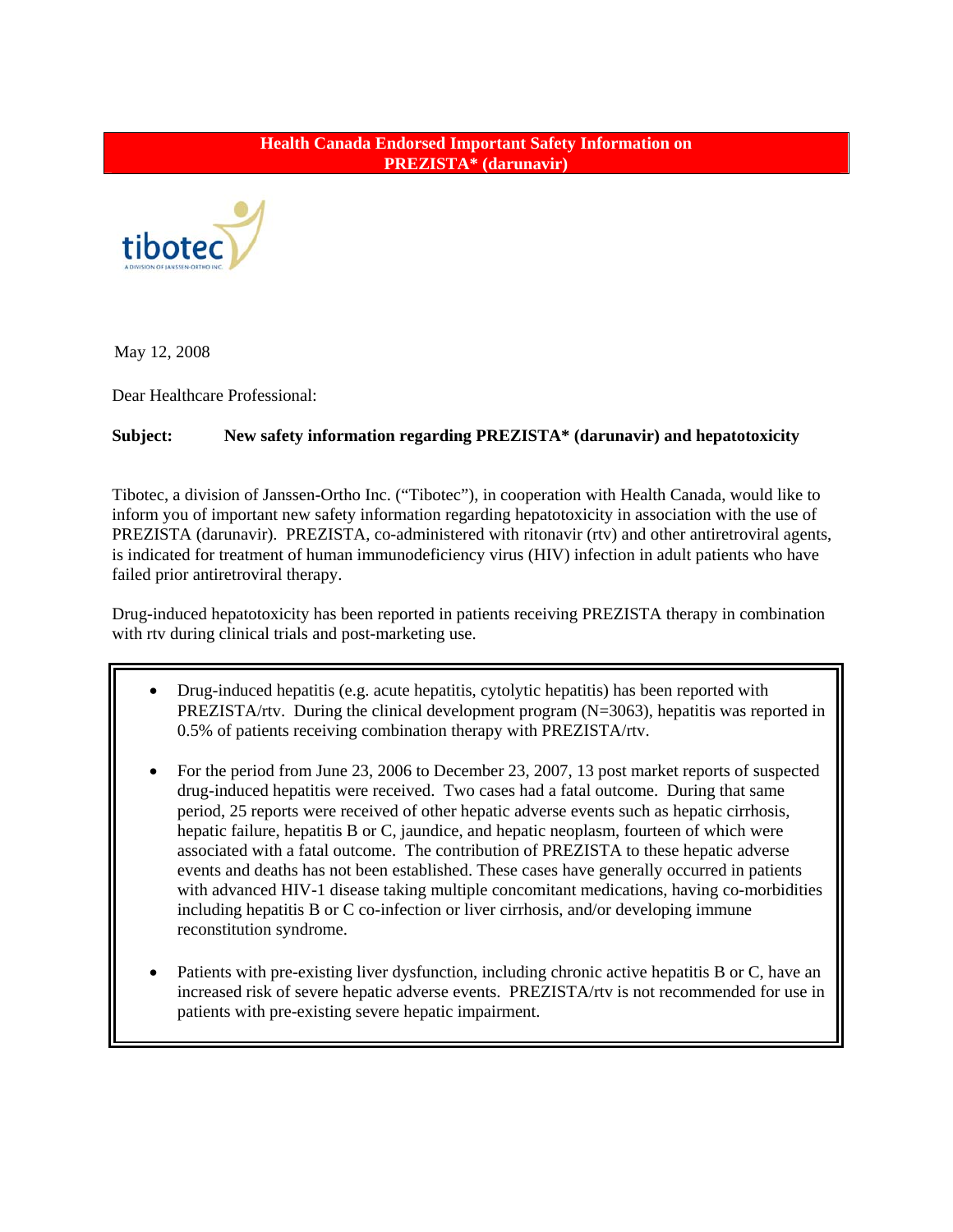**Health Canada Endorsed Important Safety Information on PREZISTA* (darunavir)**

tibotec
A DIVISION OF JANSSEN-ORTHO INC.

May 12, 2008

Dear Healthcare Professional:

**Subject: New safety information regarding PREZISTA* (darunavir) and hepatotoxicity**

Tibotec, a division of Janssen-Ortho Inc. ("Tibotec"), in cooperation with Health Canada, would like to inform you of important new safety information regarding hepatotoxicity in association with the use of PREZISTA (darunavir). PREZISTA, co-administered with ritonavir (rtv) and other antiretroviral agents, is indicated for treatment of human immunodeficiency virus (HIV) infection in adult patients who have failed prior antiretroviral therapy.

Drug-induced hepatotoxicity has been reported in patients receiving PREZISTA therapy in combination with rtv during clinical trials and post-marketing use.

- Drug-induced hepatitis (e.g. acute hepatitis, cytolytic hepatitis) has been reported with PREZISTA/rtv. During the clinical development program (N=3063), hepatitis was reported in 0.5% of patients receiving combination therapy with PREZISTA/rtv.

- For the period from June 23, 2006 to December 23, 2007, 13 post market reports of suspected drug-induced hepatitis were received. Two cases had a fatal outcome. During that same period, 25 reports were received of other hepatic adverse events such as hepatic cirrhosis, hepatic failure, hepatitis B or C, jaundice, and hepatic neoplasm, fourteen of which were associated with a fatal outcome. The contribution of PREZISTA to these hepatic adverse events and deaths has not been established. These cases have generally occurred in patients with advanced HIV-1 disease taking multiple concomitant medications, having co-morbidities including hepatitis B or C co-infection or liver cirrhosis, and/or developing immune reconstitution syndrome.

- Patients with pre-existing liver dysfunction, including chronic active hepatitis B or C, have an increased risk of severe hepatic adverse events. PREZISTA/rtv is not recommended for use in patients with pre-existing severe hepatic impairment.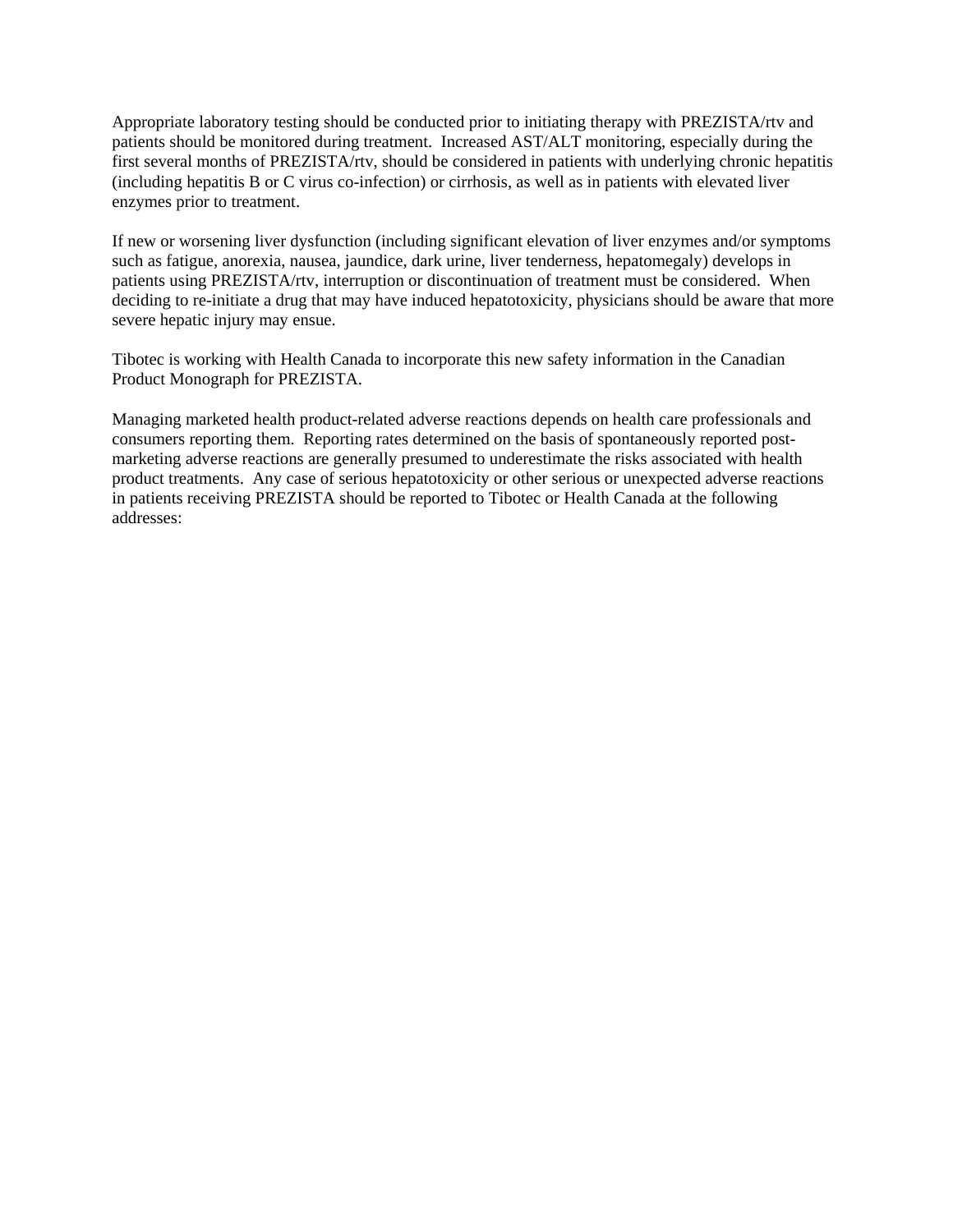Appropriate laboratory testing should be conducted prior to initiating therapy with PREZISTA/rtv and patients should be monitored during treatment. Increased AST/ALT monitoring, especially during the first several months of PREZISTA/rtv, should be considered in patients with underlying chronic hepatitis (including hepatitis B or C virus co-infection) or cirrhosis, as well as in patients with elevated liver enzymes prior to treatment.

If new or worsening liver dysfunction (including significant elevation of liver enzymes and/or symptoms such as fatigue, anorexia, nausea, jaundice, dark urine, liver tenderness, hepatomegaly) develops in patients using PREZISTA/rtv, interruption or discontinuation of treatment must be considered. When deciding to re-initiate a drug that may have induced hepatotoxicity, physicians should be aware that more severe hepatic injury may ensue.

Tibotec is working with Health Canada to incorporate this new safety information in the Canadian Product Monograph for PREZISTA.

Managing marketed health product-related adverse reactions depends on health care professionals and consumers reporting them. Reporting rates determined on the basis of spontaneously reported post-marketing adverse reactions are generally presumed to underestimate the risks associated with health product treatments. Any case of serious hepatotoxicity or other serious or unexpected adverse reactions in patients receiving PREZISTA should be reported to Tibotec or Health Canada at the following addresses: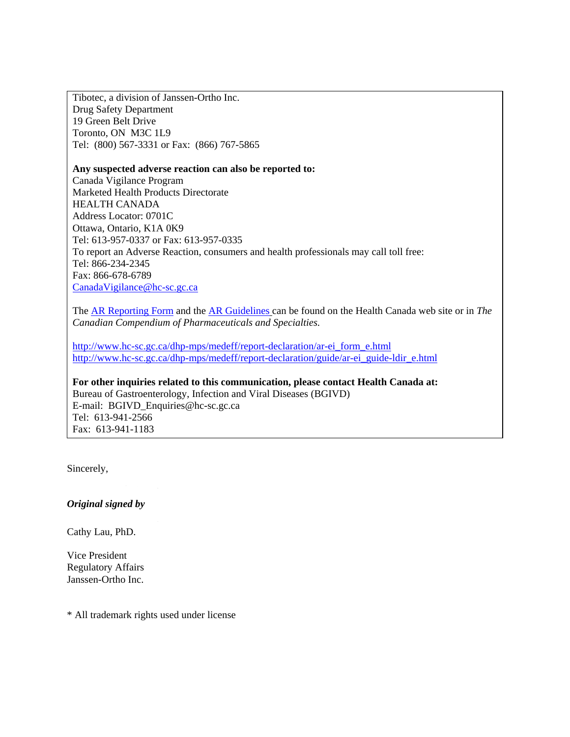Tibotec, a division of Janssen-Ortho Inc.
Drug Safety Department
19 Green Belt Drive
Toronto, ON M3C 1L9
Tel: (800) 567-3331 or Fax: (866) 767-5865

**Any suspected adverse reaction can also be reported to:**
Canada Vigilance Program
Marketed Health Products Directorate
HEALTH CANADA
Address Locator: 0701C
Ottawa, Ontario, K1A 0K9
Tel: 613-957-0337 or Fax: 613-957-0335
To report an Adverse Reaction, consumers and health professionals may call toll free:
Tel: 866-234-2345
Fax: 866-678-6789
CanadaVigilance@hc-sc.gc.ca

The AR Reporting Form and the AR Guidelines can be found on the Health Canada web site or in *The Canadian Compendium of Pharmaceuticals and Specialties.*

http://www.hc-sc.gc.ca/dhp-mps/medeff/report-declaration/ar-ei_form_e.html
http://www.hc-sc.gc.ca/dhp-mps/medeff/report-declaration/guide/ar-ei_guide-ldir_e.html

**For other inquiries related to this communication, please contact Health Canada at:**
Bureau of Gastroenterology, Infection and Viral Diseases (BGIVD)
E-mail: BGIVD_Enquiries@hc-sc.gc.ca
Tel: 613-941-2566
Fax: 613-941-1183

Sincerely,

***Original signed by***

Cathy Lau, PhD.

Vice President
Regulatory Affairs
Janssen-Ortho Inc.

* All trademark rights used under license